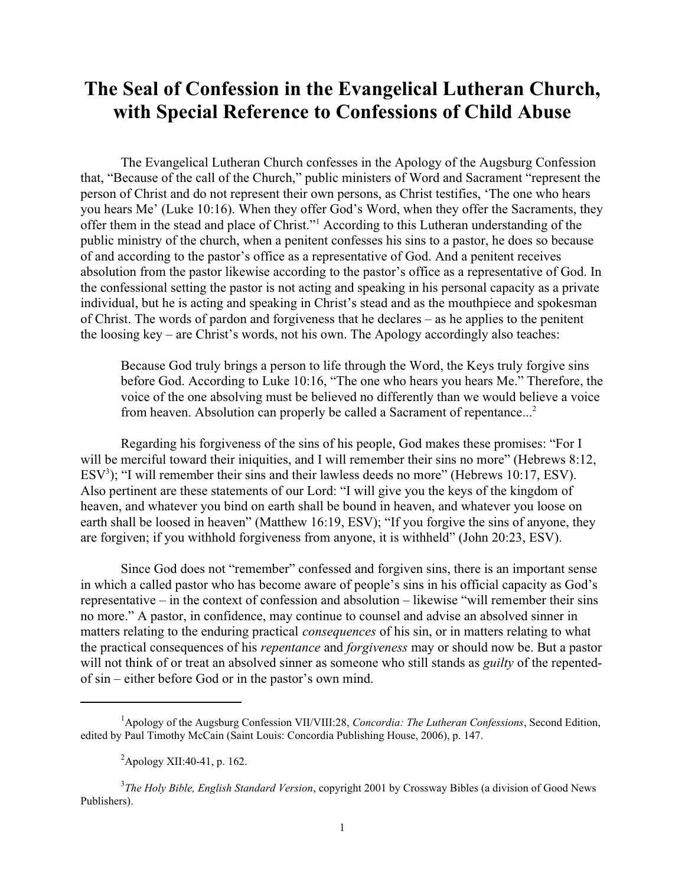# The Seal of Confession in the Evangelical Lutheran Church, with Special Reference to Confessions of Child Abuse

The Evangelical Lutheran Church confesses in the Apology of the Augsburg Confession that, "Because of the call of the Church," public ministers of Word and Sacrament "represent the person of Christ and do not represent their own persons, as Christ testifies, 'The one who hears you hears Me' (Luke 10:16). When they offer God's Word, when they offer the Sacraments, they offer them in the stead and place of Christ."[1] According to this Lutheran understanding of the public ministry of the church, when a penitent confesses his sins to a pastor, he does so because of and according to the pastor's office as a representative of God. And a penitent receives absolution from the pastor likewise according to the pastor's office as a representative of God. In the confessional setting the pastor is not acting and speaking in his personal capacity as a private individual, but he is acting and speaking in Christ's stead and as the mouthpiece and spokesman of Christ. The words of pardon and forgiveness that he declares – as he applies to the penitent the loosing key – are Christ's words, not his own. The Apology accordingly also teaches:

> Because God truly brings a person to life through the Word, the Keys truly forgive sins before God. According to Luke 10:16, "The one who hears you hears Me." Therefore, the voice of the one absolving must be believed no differently than we would believe a voice from heaven. Absolution can properly be called a Sacrament of repentance...[2]

Regarding his forgiveness of the sins of his people, God makes these promises: "For I will be merciful toward their iniquities, and I will remember their sins no more" (Hebrews 8:12, ESV[3]); "I will remember their sins and their lawless deeds no more" (Hebrews 10:17, ESV). Also pertinent are these statements of our Lord: "I will give you the keys of the kingdom of heaven, and whatever you bind on earth shall be bound in heaven, and whatever you loose on earth shall be loosed in heaven" (Matthew 16:19, ESV); "If you forgive the sins of anyone, they are forgiven; if you withhold forgiveness from anyone, it is withheld" (John 20:23, ESV).

Since God does not "remember" confessed and forgiven sins, there is an important sense in which a called pastor who has become aware of people's sins in his official capacity as God's representative – in the context of confession and absolution – likewise "will remember their sins no more." A pastor, in confidence, may continue to counsel and advise an absolved sinner in matters relating to the enduring practical *consequences* of his sin, or in matters relating to what the practical consequences of his *repentance* and *forgiveness* may or should now be. But a pastor will not think of or treat an absolved sinner as someone who still stands as *guilty* of the repented-of sin – either before God or in the pastor's own mind.

---

[1] Apology of the Augsburg Confession VII/VIII:28, *Concordia: The Lutheran Confessions*, Second Edition, edited by Paul Timothy McCain (Saint Louis: Concordia Publishing House, 2006), p. 147.

[2] Apology XII:40-41, p. 162.

[3] *The Holy Bible, English Standard Version*, copyright 2001 by Crossway Bibles (a division of Good News Publishers).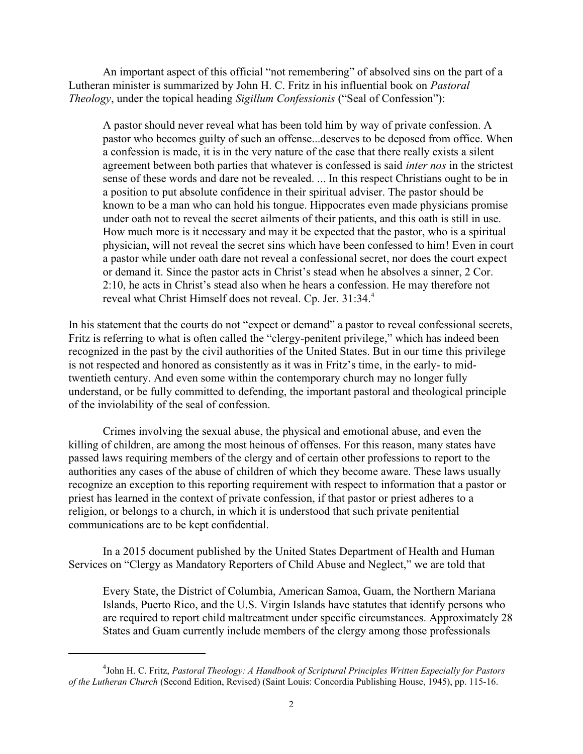An important aspect of this official "not remembering" of absolved sins on the part of a Lutheran minister is summarized by John H. C. Fritz in his influential book on *Pastoral Theology*, under the topical heading *Sigillum Confessionis* ("Seal of Confession"):

> A pastor should never reveal what has been told him by way of private confession. A pastor who becomes guilty of such an offense...deserves to be deposed from office. When a confession is made, it is in the very nature of the case that there really exists a silent agreement between both parties that whatever is confessed is said *inter nos* in the strictest sense of these words and dare not be revealed. ... In this respect Christians ought to be in a position to put absolute confidence in their spiritual adviser. The pastor should be known to be a man who can hold his tongue. Hippocrates even made physicians promise under oath not to reveal the secret ailments of their patients, and this oath is still in use. How much more is it necessary and may it be expected that the pastor, who is a spiritual physician, will not reveal the secret sins which have been confessed to him! Even in court a pastor while under oath dare not reveal a confessional secret, nor does the court expect or demand it. Since the pastor acts in Christ's stead when he absolves a sinner, 2 Cor. 2:10, he acts in Christ's stead also when he hears a confession. He may therefore not reveal what Christ Himself does not reveal. Cp. Jer. 31:34.[4]

In his statement that the courts do not "expect or demand" a pastor to reveal confessional secrets, Fritz is referring to what is often called the "clergy-penitent privilege," which has indeed been recognized in the past by the civil authorities of the United States. But in our time this privilege is not respected and honored as consistently as it was in Fritz's time, in the early- to mid-twentieth century. And even some within the contemporary church may no longer fully understand, or be fully committed to defending, the important pastoral and theological principle of the inviolability of the seal of confession.

Crimes involving the sexual abuse, the physical and emotional abuse, and even the killing of children, are among the most heinous of offenses. For this reason, many states have passed laws requiring members of the clergy and of certain other professions to report to the authorities any cases of the abuse of children of which they become aware. These laws usually recognize an exception to this reporting requirement with respect to information that a pastor or priest has learned in the context of private confession, if that pastor or priest adheres to a religion, or belongs to a church, in which it is understood that such private penitential communications are to be kept confidential.

In a 2015 document published by the United States Department of Health and Human Services on "Clergy as Mandatory Reporters of Child Abuse and Neglect," we are told that

> Every State, the District of Columbia, American Samoa, Guam, the Northern Mariana Islands, Puerto Rico, and the U.S. Virgin Islands have statutes that identify persons who are required to report child maltreatment under specific circumstances. Approximately 28 States and Guam currently include members of the clergy among those professionals

[4] John H. C. Fritz, *Pastoral Theology: A Handbook of Scriptural Principles Written Especially for Pastors of the Lutheran Church* (Second Edition, Revised) (Saint Louis: Concordia Publishing House, 1945), pp. 115-16.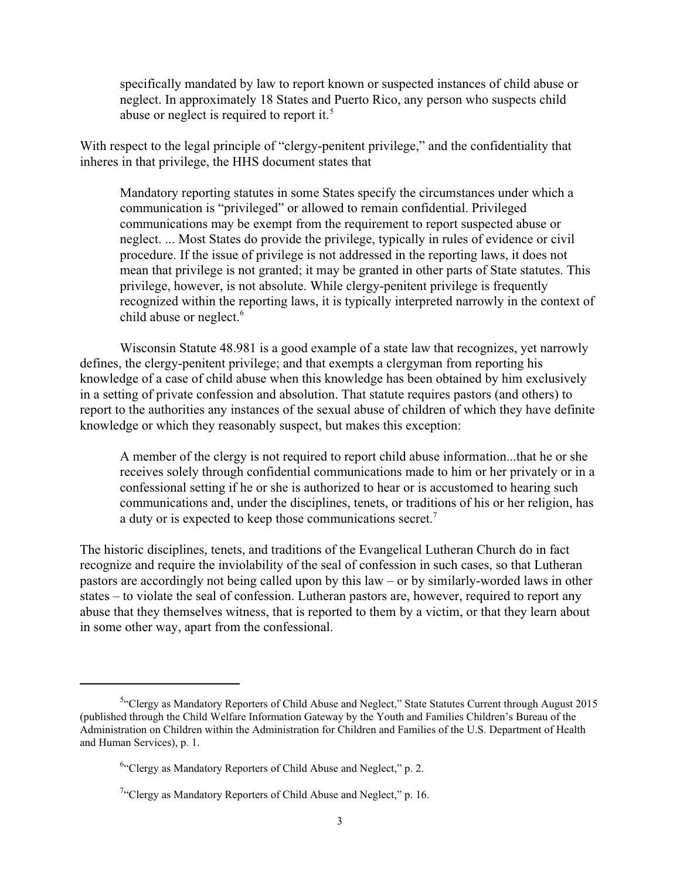> specifically mandated by law to report known or suspected instances of child abuse or neglect. In approximately 18 States and Puerto Rico, any person who suspects child abuse or neglect is required to report it.[5]

With respect to the legal principle of "clergy-penitent privilege," and the confidentiality that inheres in that privilege, the HHS document states that

> Mandatory reporting statutes in some States specify the circumstances under which a communication is "privileged" or allowed to remain confidential. Privileged communications may be exempt from the requirement to report suspected abuse or neglect. ... Most States do provide the privilege, typically in rules of evidence or civil procedure. If the issue of privilege is not addressed in the reporting laws, it does not mean that privilege is not granted; it may be granted in other parts of State statutes. This privilege, however, is not absolute. While clergy-penitent privilege is frequently recognized within the reporting laws, it is typically interpreted narrowly in the context of child abuse or neglect.[6]

Wisconsin Statute 48.981 is a good example of a state law that recognizes, yet narrowly defines, the clergy-penitent privilege; and that exempts a clergyman from reporting his knowledge of a case of child abuse when this knowledge has been obtained by him exclusively in a setting of private confession and absolution. That statute requires pastors (and others) to report to the authorities any instances of the sexual abuse of children of which they have definite knowledge or which they reasonably suspect, but makes this exception:

> A member of the clergy is not required to report child abuse information...that he or she receives solely through confidential communications made to him or her privately or in a confessional setting if he or she is authorized to hear or is accustomed to hearing such communications and, under the disciplines, tenets, or traditions of his or her religion, has a duty or is expected to keep those communications secret.[7]

The historic disciplines, tenets, and traditions of the Evangelical Lutheran Church do in fact recognize and require the inviolability of the seal of confession in such cases, so that Lutheran pastors are accordingly not being called upon by this law – or by similarly-worded laws in other states – to violate the seal of confession. Lutheran pastors are, however, required to report any abuse that they themselves witness, that is reported to them by a victim, or that they learn about in some other way, apart from the confessional.

---

[5] "Clergy as Mandatory Reporters of Child Abuse and Neglect," State Statutes Current through August 2015 (published through the Child Welfare Information Gateway by the Youth and Families Children's Bureau of the Administration on Children within the Administration for Children and Families of the U.S. Department of Health and Human Services), p. 1.

[6] "Clergy as Mandatory Reporters of Child Abuse and Neglect," p. 2.

[7] "Clergy as Mandatory Reporters of Child Abuse and Neglect," p. 16.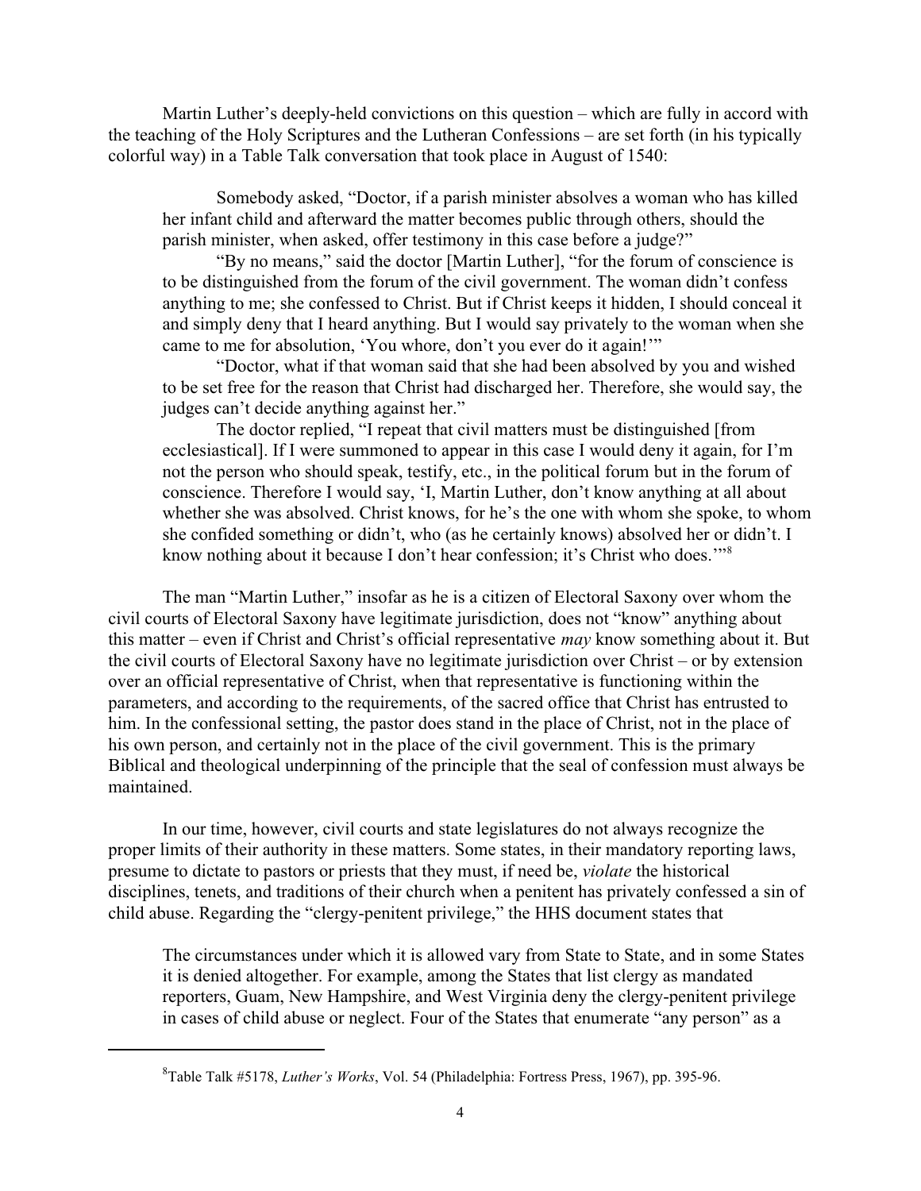Martin Luther's deeply-held convictions on this question – which are fully in accord with the teaching of the Holy Scriptures and the Lutheran Confessions – are set forth (in his typically colorful way) in a Table Talk conversation that took place in August of 1540:

> Somebody asked, "Doctor, if a parish minister absolves a woman who has killed her infant child and afterward the matter becomes public through others, should the parish minister, when asked, offer testimony in this case before a judge?"
>
> "By no means," said the doctor [Martin Luther], "for the forum of conscience is to be distinguished from the forum of the civil government. The woman didn't confess anything to me; she confessed to Christ. But if Christ keeps it hidden, I should conceal it and simply deny that I heard anything. But I would say privately to the woman when she came to me for absolution, 'You whore, don't you ever do it again!'"
>
> "Doctor, what if that woman said that she had been absolved by you and wished to be set free for the reason that Christ had discharged her. Therefore, she would say, the judges can't decide anything against her."
>
> The doctor replied, "I repeat that civil matters must be distinguished [from ecclesiastical]. If I were summoned to appear in this case I would deny it again, for I'm not the person who should speak, testify, etc., in the political forum but in the forum of conscience. Therefore I would say, 'I, Martin Luther, don't know anything at all about whether she was absolved. Christ knows, for he's the one with whom she spoke, to whom she confided something or didn't, who (as he certainly knows) absolved her or didn't. I know nothing about it because I don't hear confession; it's Christ who does.'"[8]

The man "Martin Luther," insofar as he is a citizen of Electoral Saxony over whom the civil courts of Electoral Saxony have legitimate jurisdiction, does not "know" anything about this matter – even if Christ and Christ's official representative *may* know something about it. But the civil courts of Electoral Saxony have no legitimate jurisdiction over Christ – or by extension over an official representative of Christ, when that representative is functioning within the parameters, and according to the requirements, of the sacred office that Christ has entrusted to him. In the confessional setting, the pastor does stand in the place of Christ, not in the place of his own person, and certainly not in the place of the civil government. This is the primary Biblical and theological underpinning of the principle that the seal of confession must always be maintained.

In our time, however, civil courts and state legislatures do not always recognize the proper limits of their authority in these matters. Some states, in their mandatory reporting laws, presume to dictate to pastors or priests that they must, if need be, *violate* the historical disciplines, tenets, and traditions of their church when a penitent has privately confessed a sin of child abuse. Regarding the "clergy-penitent privilege," the HHS document states that

> The circumstances under which it is allowed vary from State to State, and in some States it is denied altogether. For example, among the States that list clergy as mandated reporters, Guam, New Hampshire, and West Virginia deny the clergy-penitent privilege in cases of child abuse or neglect. Four of the States that enumerate "any person" as a

[8] Table Talk #5178, *Luther's Works*, Vol. 54 (Philadelphia: Fortress Press, 1967), pp. 395-96.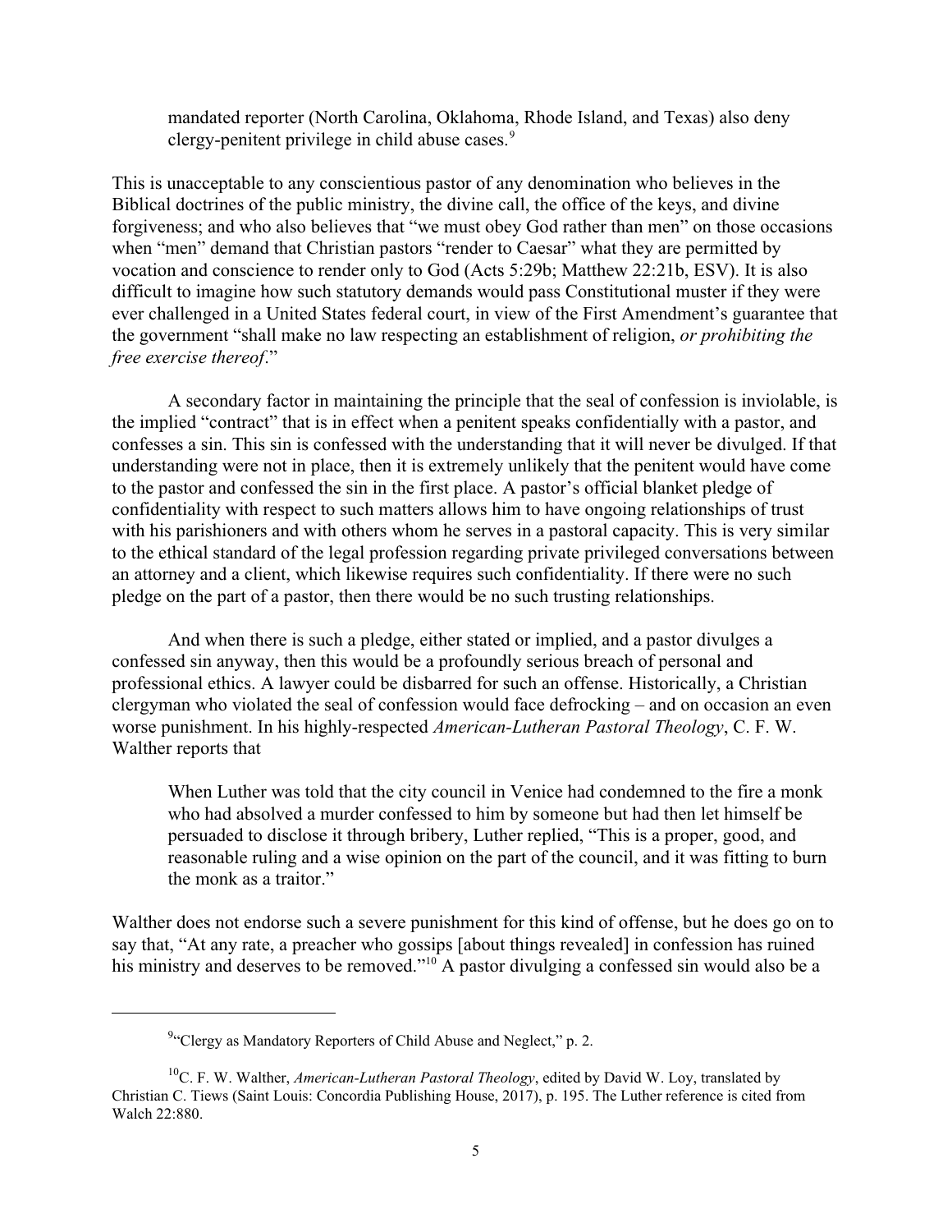> mandated reporter (North Carolina, Oklahoma, Rhode Island, and Texas) also deny clergy-penitent privilege in child abuse cases.[9]

This is unacceptable to any conscientious pastor of any denomination who believes in the Biblical doctrines of the public ministry, the divine call, the office of the keys, and divine forgiveness; and who also believes that "we must obey God rather than men" on those occasions when "men" demand that Christian pastors "render to Caesar" what they are permitted by vocation and conscience to render only to God (Acts 5:29b; Matthew 22:21b, ESV). It is also difficult to imagine how such statutory demands would pass Constitutional muster if they were ever challenged in a United States federal court, in view of the First Amendment's guarantee that the government "shall make no law respecting an establishment of religion, *or prohibiting the free exercise thereof*."

A secondary factor in maintaining the principle that the seal of confession is inviolable, is the implied "contract" that is in effect when a penitent speaks confidentially with a pastor, and confesses a sin. This sin is confessed with the understanding that it will never be divulged. If that understanding were not in place, then it is extremely unlikely that the penitent would have come to the pastor and confessed the sin in the first place. A pastor's official blanket pledge of confidentiality with respect to such matters allows him to have ongoing relationships of trust with his parishioners and with others whom he serves in a pastoral capacity. This is very similar to the ethical standard of the legal profession regarding private privileged conversations between an attorney and a client, which likewise requires such confidentiality. If there were no such pledge on the part of a pastor, then there would be no such trusting relationships.

And when there is such a pledge, either stated or implied, and a pastor divulges a confessed sin anyway, then this would be a profoundly serious breach of personal and professional ethics. A lawyer could be disbarred for such an offense. Historically, a Christian clergyman who violated the seal of confession would face defrocking – and on occasion an even worse punishment. In his highly-respected *American-Lutheran Pastoral Theology*, C. F. W. Walther reports that

> When Luther was told that the city council in Venice had condemned to the fire a monk who had absolved a murder confessed to him by someone but had then let himself be persuaded to disclose it through bribery, Luther replied, "This is a proper, good, and reasonable ruling and a wise opinion on the part of the council, and it was fitting to burn the monk as a traitor."

Walther does not endorse such a severe punishment for this kind of offense, but he does go on to say that, "At any rate, a preacher who gossips [about things revealed] in confession has ruined his ministry and deserves to be removed."[10] A pastor divulging a confessed sin would also be a

---

[9] "Clergy as Mandatory Reporters of Child Abuse and Neglect," p. 2.

[10] C. F. W. Walther, *American-Lutheran Pastoral Theology*, edited by David W. Loy, translated by Christian C. Tiews (Saint Louis: Concordia Publishing House, 2017), p. 195. The Luther reference is cited from Walch 22:880.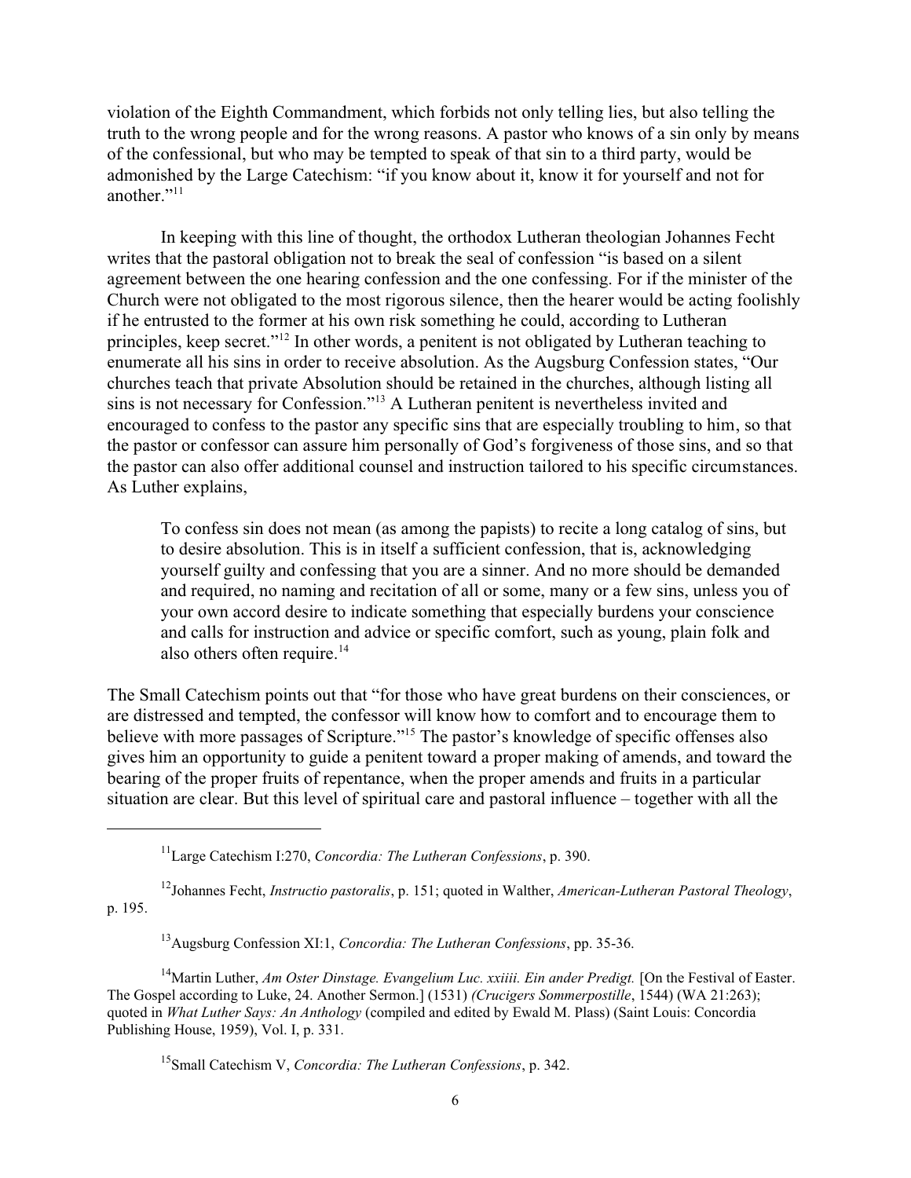violation of the Eighth Commandment, which forbids not only telling lies, but also telling the truth to the wrong people and for the wrong reasons. A pastor who knows of a sin only by means of the confessional, but who may be tempted to speak of that sin to a third party, would be admonished by the Large Catechism: "if you know about it, know it for yourself and not for another."[11]

In keeping with this line of thought, the orthodox Lutheran theologian Johannes Fecht writes that the pastoral obligation not to break the seal of confession "is based on a silent agreement between the one hearing confession and the one confessing. For if the minister of the Church were not obligated to the most rigorous silence, then the hearer would be acting foolishly if he entrusted to the former at his own risk something he could, according to Lutheran principles, keep secret."[12] In other words, a penitent is not obligated by Lutheran teaching to enumerate all his sins in order to receive absolution. As the Augsburg Confession states, "Our churches teach that private Absolution should be retained in the churches, although listing all sins is not necessary for Confession."[13] A Lutheran penitent is nevertheless invited and encouraged to confess to the pastor any specific sins that are especially troubling to him, so that the pastor or confessor can assure him personally of God's forgiveness of those sins, and so that the pastor can also offer additional counsel and instruction tailored to his specific circumstances. As Luther explains,

> To confess sin does not mean (as among the papists) to recite a long catalog of sins, but to desire absolution. This is in itself a sufficient confession, that is, acknowledging yourself guilty and confessing that you are a sinner. And no more should be demanded and required, no naming and recitation of all or some, many or a few sins, unless you of your own accord desire to indicate something that especially burdens your conscience and calls for instruction and advice or specific comfort, such as young, plain folk and also others often require.[14]

The Small Catechism points out that "for those who have great burdens on their consciences, or are distressed and tempted, the confessor will know how to comfort and to encourage them to believe with more passages of Scripture."[15] The pastor's knowledge of specific offenses also gives him an opportunity to guide a penitent toward a proper making of amends, and toward the bearing of the proper fruits of repentance, when the proper amends and fruits in a particular situation are clear. But this level of spiritual care and pastoral influence – together with all the

---

[11] Large Catechism I:270, *Concordia: The Lutheran Confessions*, p. 390.

[12] Johannes Fecht, *Instructio pastoralis*, p. 151; quoted in Walther, *American-Lutheran Pastoral Theology*, p. 195.

[13] Augsburg Confession XI:1, *Concordia: The Lutheran Confessions*, pp. 35-36.

[14] Martin Luther, *Am Oster Dinstage. Evangelium Luc. xxiiii. Ein ander Predigt.* [On the Festival of Easter. The Gospel according to Luke, 24. Another Sermon.] (1531) *(Crucigers Sommerpostille*, 1544) (WA 21:263); quoted in *What Luther Says: An Anthology* (compiled and edited by Ewald M. Plass) (Saint Louis: Concordia Publishing House, 1959), Vol. I, p. 331.

[15] Small Catechism V, *Concordia: The Lutheran Confessions*, p. 342.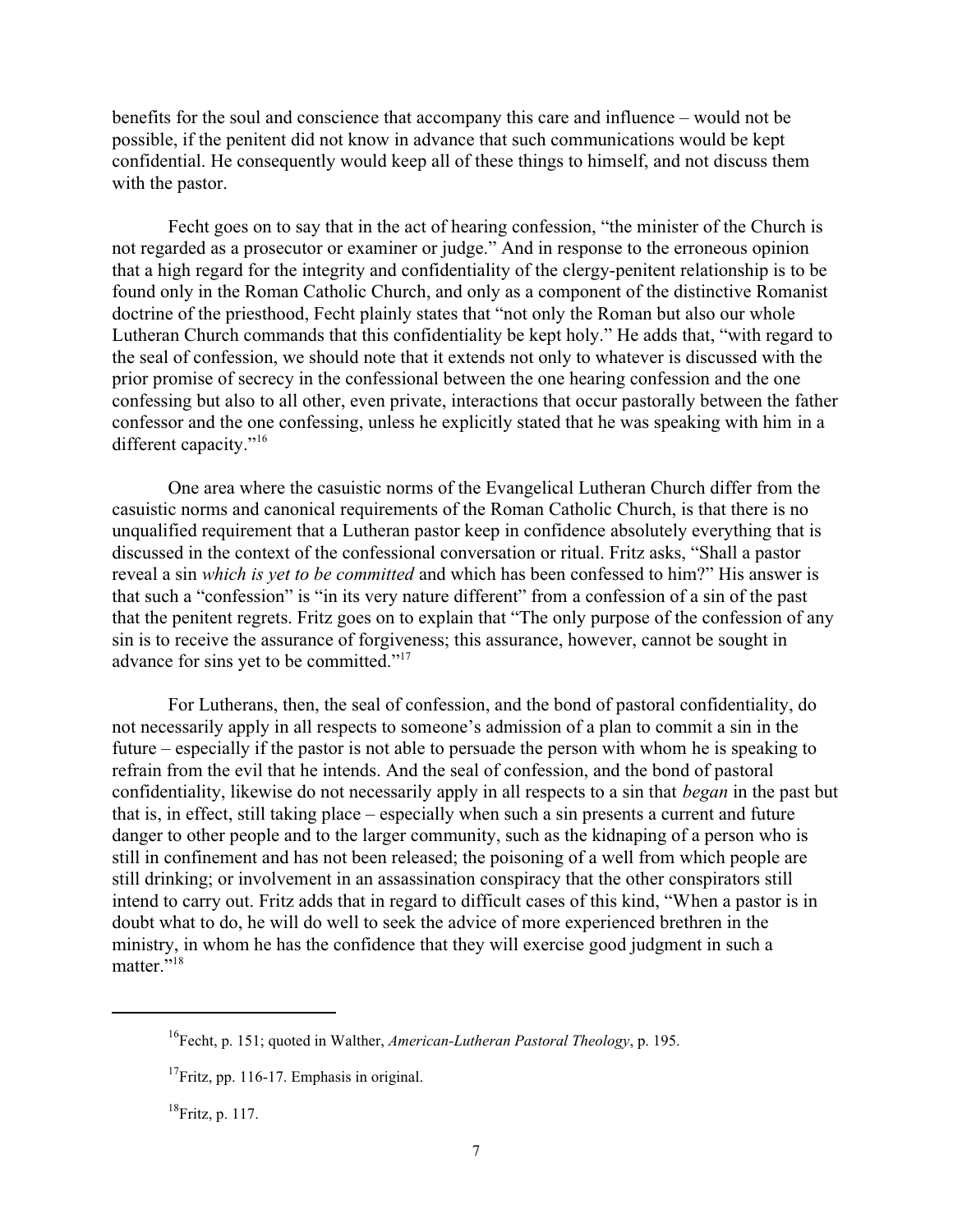benefits for the soul and conscience that accompany this care and influence – would not be possible, if the penitent did not know in advance that such communications would be kept confidential. He consequently would keep all of these things to himself, and not discuss them with the pastor.

Fecht goes on to say that in the act of hearing confession, "the minister of the Church is not regarded as a prosecutor or examiner or judge." And in response to the erroneous opinion that a high regard for the integrity and confidentiality of the clergy-penitent relationship is to be found only in the Roman Catholic Church, and only as a component of the distinctive Romanist doctrine of the priesthood, Fecht plainly states that "not only the Roman but also our whole Lutheran Church commands that this confidentiality be kept holy." He adds that, "with regard to the seal of confession, we should note that it extends not only to whatever is discussed with the prior promise of secrecy in the confessional between the one hearing confession and the one confessing but also to all other, even private, interactions that occur pastorally between the father confessor and the one confessing, unless he explicitly stated that he was speaking with him in a different capacity."[16]

One area where the casuistic norms of the Evangelical Lutheran Church differ from the casuistic norms and canonical requirements of the Roman Catholic Church, is that there is no unqualified requirement that a Lutheran pastor keep in confidence absolutely everything that is discussed in the context of the confessional conversation or ritual. Fritz asks, "Shall a pastor reveal a sin *which is yet to be committed* and which has been confessed to him?" His answer is that such a "confession" is "in its very nature different" from a confession of a sin of the past that the penitent regrets. Fritz goes on to explain that "The only purpose of the confession of any sin is to receive the assurance of forgiveness; this assurance, however, cannot be sought in advance for sins yet to be committed."[17]

For Lutherans, then, the seal of confession, and the bond of pastoral confidentiality, do not necessarily apply in all respects to someone's admission of a plan to commit a sin in the future – especially if the pastor is not able to persuade the person with whom he is speaking to refrain from the evil that he intends. And the seal of confession, and the bond of pastoral confidentiality, likewise do not necessarily apply in all respects to a sin that *began* in the past but that is, in effect, still taking place – especially when such a sin presents a current and future danger to other people and to the larger community, such as the kidnaping of a person who is still in confinement and has not been released; the poisoning of a well from which people are still drinking; or involvement in an assassination conspiracy that the other conspirators still intend to carry out. Fritz adds that in regard to difficult cases of this kind, "When a pastor is in doubt what to do, he will do well to seek the advice of more experienced brethren in the ministry, in whom he has the confidence that they will exercise good judgment in such a matter."[18]

---

[16] Fecht, p. 151; quoted in Walther, *American-Lutheran Pastoral Theology*, p. 195.

[17] Fritz, pp. 116-17. Emphasis in original.

[18] Fritz, p. 117.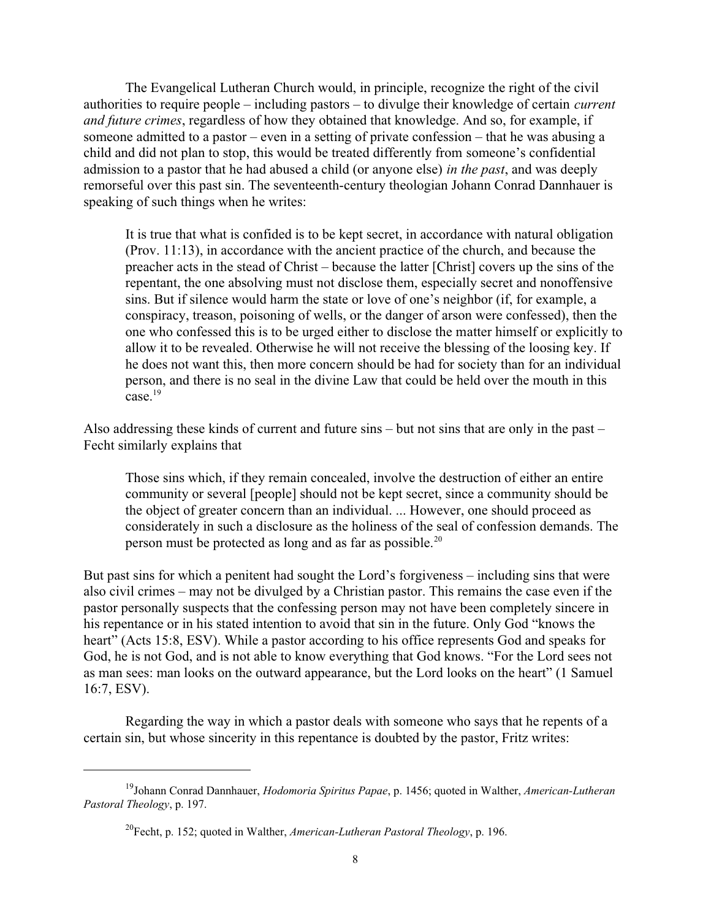The Evangelical Lutheran Church would, in principle, recognize the right of the civil authorities to require people – including pastors – to divulge their knowledge of certain *current and future crimes*, regardless of how they obtained that knowledge. And so, for example, if someone admitted to a pastor – even in a setting of private confession – that he was abusing a child and did not plan to stop, this would be treated differently from someone's confidential admission to a pastor that he had abused a child (or anyone else) *in the past*, and was deeply remorseful over this past sin. The seventeenth-century theologian Johann Conrad Dannhauer is speaking of such things when he writes:

> It is true that what is confided is to be kept secret, in accordance with natural obligation (Prov. 11:13), in accordance with the ancient practice of the church, and because the preacher acts in the stead of Christ – because the latter [Christ] covers up the sins of the repentant, the one absolving must not disclose them, especially secret and nonoffensive sins. But if silence would harm the state or love of one's neighbor (if, for example, a conspiracy, treason, poisoning of wells, or the danger of arson were confessed), then the one who confessed this is to be urged either to disclose the matter himself or explicitly to allow it to be revealed. Otherwise he will not receive the blessing of the loosing key. If he does not want this, then more concern should be had for society than for an individual person, and there is no seal in the divine Law that could be held over the mouth in this case.[19]

Also addressing these kinds of current and future sins – but not sins that are only in the past – Fecht similarly explains that

> Those sins which, if they remain concealed, involve the destruction of either an entire community or several [people] should not be kept secret, since a community should be the object of greater concern than an individual. ... However, one should proceed as considerately in such a disclosure as the holiness of the seal of confession demands. The person must be protected as long and as far as possible.[20]

But past sins for which a penitent had sought the Lord's forgiveness – including sins that were also civil crimes – may not be divulged by a Christian pastor. This remains the case even if the pastor personally suspects that the confessing person may not have been completely sincere in his repentance or in his stated intention to avoid that sin in the future. Only God "knows the heart" (Acts 15:8, ESV). While a pastor according to his office represents God and speaks for God, he is not God, and is not able to know everything that God knows. "For the Lord sees not as man sees: man looks on the outward appearance, but the Lord looks on the heart" (1 Samuel 16:7, ESV).

Regarding the way in which a pastor deals with someone who says that he repents of a certain sin, but whose sincerity in this repentance is doubted by the pastor, Fritz writes:

---

[19] Johann Conrad Dannhauer, *Hodomoria Spiritus Papae*, p. 1456; quoted in Walther, *American-Lutheran Pastoral Theology*, p. 197.

[20] Fecht, p. 152; quoted in Walther, *American-Lutheran Pastoral Theology*, p. 196.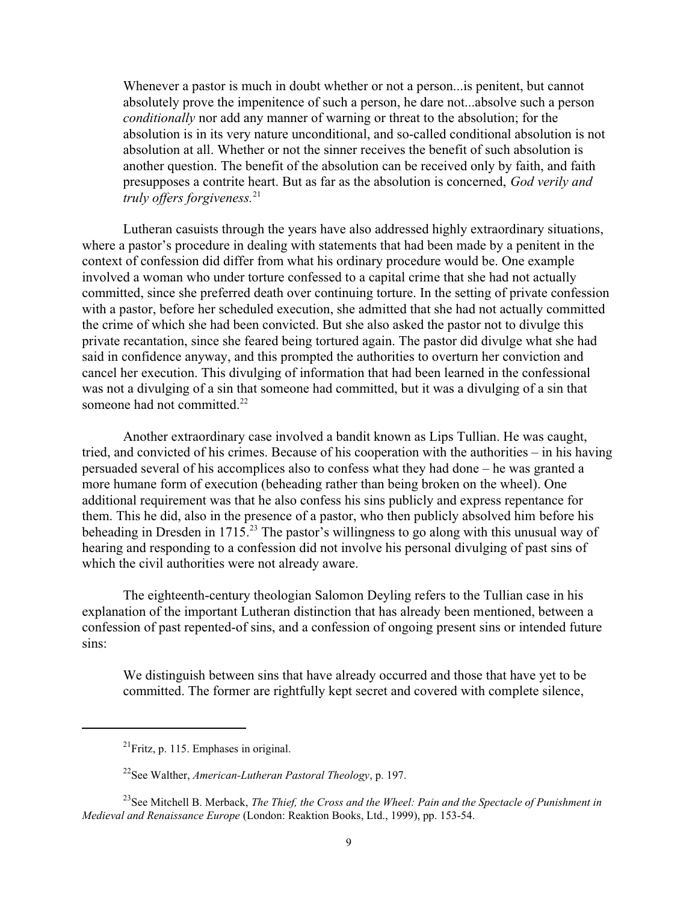> Whenever a pastor is much in doubt whether or not a person...is penitent, but cannot absolutely prove the impenitence of such a person, he dare not...absolve such a person *conditionally* nor add any manner of warning or threat to the absolution; for the absolution is in its very nature unconditional, and so-called conditional absolution is not absolution at all. Whether or not the sinner receives the benefit of such absolution is another question. The benefit of the absolution can be received only by faith, and faith presupposes a contrite heart. But as far as the absolution is concerned, *God verily and truly offers forgiveness.*[21]

Lutheran casuists through the years have also addressed highly extraordinary situations, where a pastor's procedure in dealing with statements that had been made by a penitent in the context of confession did differ from what his ordinary procedure would be. One example involved a woman who under torture confessed to a capital crime that she had not actually committed, since she preferred death over continuing torture. In the setting of private confession with a pastor, before her scheduled execution, she admitted that she had not actually committed the crime of which she had been convicted. But she also asked the pastor not to divulge this private recantation, since she feared being tortured again. The pastor did divulge what she had said in confidence anyway, and this prompted the authorities to overturn her conviction and cancel her execution. This divulging of information that had been learned in the confessional was not a divulging of a sin that someone had committed, but it was a divulging of a sin that someone had not committed.[22]

Another extraordinary case involved a bandit known as Lips Tullian. He was caught, tried, and convicted of his crimes. Because of his cooperation with the authorities – in his having persuaded several of his accomplices also to confess what they had done – he was granted a more humane form of execution (beheading rather than being broken on the wheel). One additional requirement was that he also confess his sins publicly and express repentance for them. This he did, also in the presence of a pastor, who then publicly absolved him before his beheading in Dresden in 1715.[23] The pastor's willingness to go along with this unusual way of hearing and responding to a confession did not involve his personal divulging of past sins of which the civil authorities were not already aware.

The eighteenth-century theologian Salomon Deyling refers to the Tullian case in his explanation of the important Lutheran distinction that has already been mentioned, between a confession of past repented-of sins, and a confession of ongoing present sins or intended future sins:

> We distinguish between sins that have already occurred and those that have yet to be committed. The former are rightfully kept secret and covered with complete silence,

---

[21] Fritz, p. 115. Emphases in original.

[22] See Walther, *American-Lutheran Pastoral Theology*, p. 197.

[23] See Mitchell B. Merback, *The Thief, the Cross and the Wheel: Pain and the Spectacle of Punishment in Medieval and Renaissance Europe* (London: Reaktion Books, Ltd., 1999), pp. 153-54.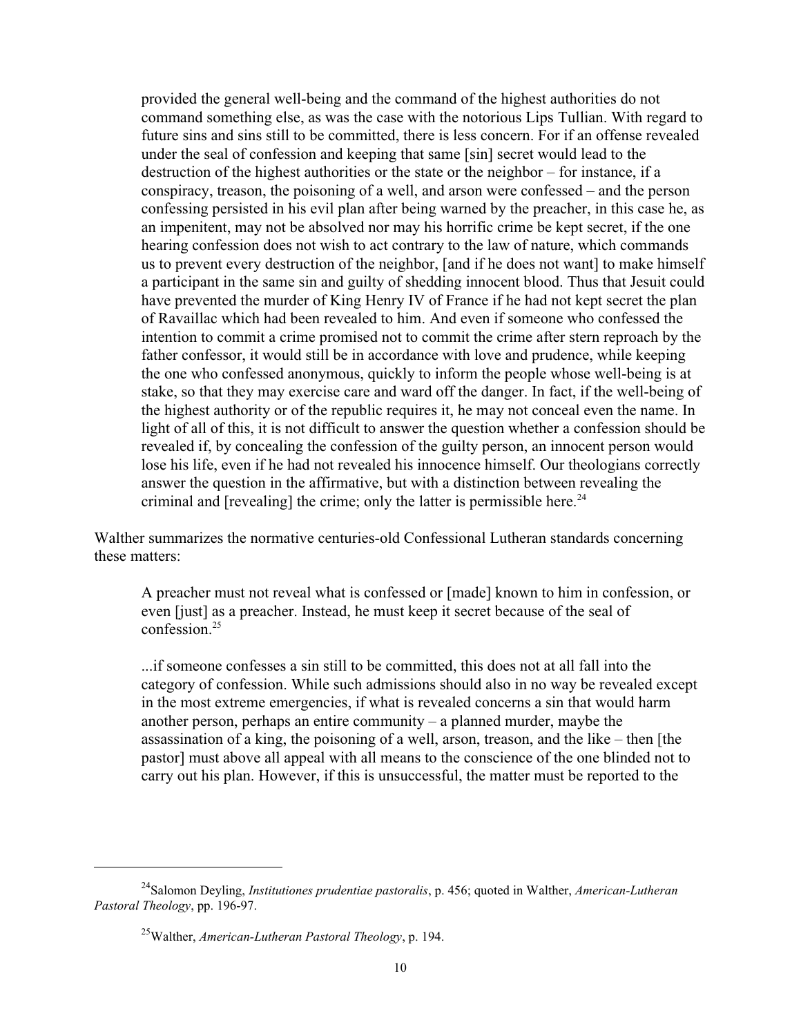> provided the general well-being and the command of the highest authorities do not command something else, as was the case with the notorious Lips Tullian. With regard to future sins and sins still to be committed, there is less concern. For if an offense revealed under the seal of confession and keeping that same [sin] secret would lead to the destruction of the highest authorities or the state or the neighbor – for instance, if a conspiracy, treason, the poisoning of a well, and arson were confessed – and the person confessing persisted in his evil plan after being warned by the preacher, in this case he, as an impenitent, may not be absolved nor may his horrific crime be kept secret, if the one hearing confession does not wish to act contrary to the law of nature, which commands us to prevent every destruction of the neighbor, [and if he does not want] to make himself a participant in the same sin and guilty of shedding innocent blood. Thus that Jesuit could have prevented the murder of King Henry IV of France if he had not kept secret the plan of Ravaillac which had been revealed to him. And even if someone who confessed the intention to commit a crime promised not to commit the crime after stern reproach by the father confessor, it would still be in accordance with love and prudence, while keeping the one who confessed anonymous, quickly to inform the people whose well-being is at stake, so that they may exercise care and ward off the danger. In fact, if the well-being of the highest authority or of the republic requires it, he may not conceal even the name. In light of all of this, it is not difficult to answer the question whether a confession should be revealed if, by concealing the confession of the guilty person, an innocent person would lose his life, even if he had not revealed his innocence himself. Our theologians correctly answer the question in the affirmative, but with a distinction between revealing the criminal and [revealing] the crime; only the latter is permissible here.[24]

Walther summarizes the normative centuries-old Confessional Lutheran standards concerning these matters:

> A preacher must not reveal what is confessed or [made] known to him in confession, or even [just] as a preacher. Instead, he must keep it secret because of the seal of confession.[25]
>
> ...if someone confesses a sin still to be committed, this does not at all fall into the category of confession. While such admissions should also in no way be revealed except in the most extreme emergencies, if what is revealed concerns a sin that would harm another person, perhaps an entire community – a planned murder, maybe the assassination of a king, the poisoning of a well, arson, treason, and the like – then [the pastor] must above all appeal with all means to the conscience of the one blinded not to carry out his plan. However, if this is unsuccessful, the matter must be reported to the

---

[24] Salomon Deyling, *Institutiones prudentiae pastoralis*, p. 456; quoted in Walther, *American-Lutheran Pastoral Theology*, pp. 196-97.

[25] Walther, *American-Lutheran Pastoral Theology*, p. 194.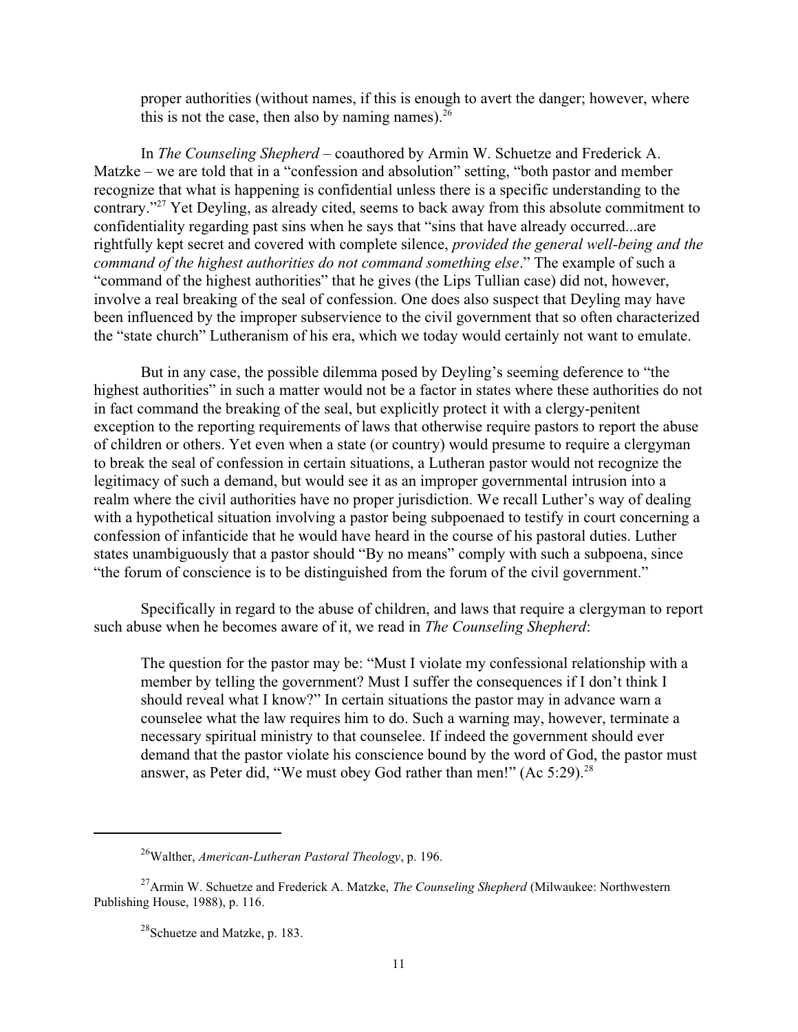proper authorities (without names, if this is enough to avert the danger; however, where this is not the case, then also by naming names).[26]

In *The Counseling Shepherd* – coauthored by Armin W. Schuetze and Frederick A. Matzke – we are told that in a "confession and absolution" setting, "both pastor and member recognize that what is happening is confidential unless there is a specific understanding to the contrary."[27] Yet Deyling, as already cited, seems to back away from this absolute commitment to confidentiality regarding past sins when he says that "sins that have already occurred...are rightfully kept secret and covered with complete silence, *provided the general well-being and the command of the highest authorities do not command something else*." The example of such a "command of the highest authorities" that he gives (the Lips Tullian case) did not, however, involve a real breaking of the seal of confession. One does also suspect that Deyling may have been influenced by the improper subservience to the civil government that so often characterized the "state church" Lutheranism of his era, which we today would certainly not want to emulate.

But in any case, the possible dilemma posed by Deyling's seeming deference to "the highest authorities" in such a matter would not be a factor in states where these authorities do not in fact command the breaking of the seal, but explicitly protect it with a clergy-penitent exception to the reporting requirements of laws that otherwise require pastors to report the abuse of children or others. Yet even when a state (or country) would presume to require a clergyman to break the seal of confession in certain situations, a Lutheran pastor would not recognize the legitimacy of such a demand, but would see it as an improper governmental intrusion into a realm where the civil authorities have no proper jurisdiction. We recall Luther's way of dealing with a hypothetical situation involving a pastor being subpoenaed to testify in court concerning a confession of infanticide that he would have heard in the course of his pastoral duties. Luther states unambiguously that a pastor should "By no means" comply with such a subpoena, since "the forum of conscience is to be distinguished from the forum of the civil government."

Specifically in regard to the abuse of children, and laws that require a clergyman to report such abuse when he becomes aware of it, we read in *The Counseling Shepherd*:

> The question for the pastor may be: "Must I violate my confessional relationship with a member by telling the government? Must I suffer the consequences if I don't think I should reveal what I know?" In certain situations the pastor may in advance warn a counselee what the law requires him to do. Such a warning may, however, terminate a necessary spiritual ministry to that counselee. If indeed the government should ever demand that the pastor violate his conscience bound by the word of God, the pastor must answer, as Peter did, "We must obey God rather than men!" (Ac 5:29).[28]

---

[26] Walther, *American-Lutheran Pastoral Theology*, p. 196.

[27] Armin W. Schuetze and Frederick A. Matzke, *The Counseling Shepherd* (Milwaukee: Northwestern Publishing House, 1988), p. 116.

[28] Schuetze and Matzke, p. 183.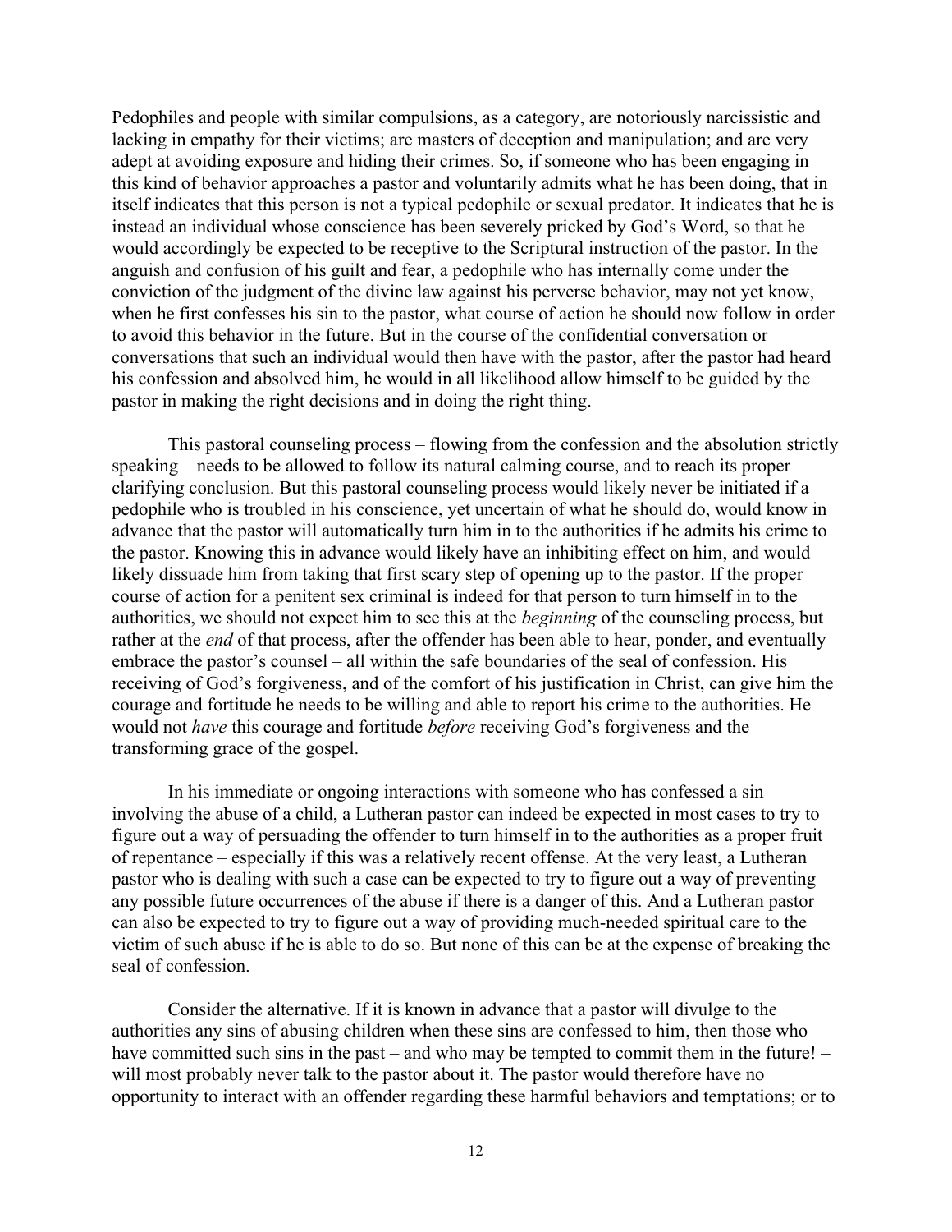Pedophiles and people with similar compulsions, as a category, are notoriously narcissistic and lacking in empathy for their victims; are masters of deception and manipulation; and are very adept at avoiding exposure and hiding their crimes. So, if someone who has been engaging in this kind of behavior approaches a pastor and voluntarily admits what he has been doing, that in itself indicates that this person is not a typical pedophile or sexual predator. It indicates that he is instead an individual whose conscience has been severely pricked by God's Word, so that he would accordingly be expected to be receptive to the Scriptural instruction of the pastor. In the anguish and confusion of his guilt and fear, a pedophile who has internally come under the conviction of the judgment of the divine law against his perverse behavior, may not yet know, when he first confesses his sin to the pastor, what course of action he should now follow in order to avoid this behavior in the future. But in the course of the confidential conversation or conversations that such an individual would then have with the pastor, after the pastor had heard his confession and absolved him, he would in all likelihood allow himself to be guided by the pastor in making the right decisions and in doing the right thing.

This pastoral counseling process – flowing from the confession and the absolution strictly speaking – needs to be allowed to follow its natural calming course, and to reach its proper clarifying conclusion. But this pastoral counseling process would likely never be initiated if a pedophile who is troubled in his conscience, yet uncertain of what he should do, would know in advance that the pastor will automatically turn him in to the authorities if he admits his crime to the pastor. Knowing this in advance would likely have an inhibiting effect on him, and would likely dissuade him from taking that first scary step of opening up to the pastor. If the proper course of action for a penitent sex criminal is indeed for that person to turn himself in to the authorities, we should not expect him to see this at the *beginning* of the counseling process, but rather at the *end* of that process, after the offender has been able to hear, ponder, and eventually embrace the pastor's counsel – all within the safe boundaries of the seal of confession. His receiving of God's forgiveness, and of the comfort of his justification in Christ, can give him the courage and fortitude he needs to be willing and able to report his crime to the authorities. He would not *have* this courage and fortitude *before* receiving God's forgiveness and the transforming grace of the gospel.

In his immediate or ongoing interactions with someone who has confessed a sin involving the abuse of a child, a Lutheran pastor can indeed be expected in most cases to try to figure out a way of persuading the offender to turn himself in to the authorities as a proper fruit of repentance – especially if this was a relatively recent offense. At the very least, a Lutheran pastor who is dealing with such a case can be expected to try to figure out a way of preventing any possible future occurrences of the abuse if there is a danger of this. And a Lutheran pastor can also be expected to try to figure out a way of providing much-needed spiritual care to the victim of such abuse if he is able to do so. But none of this can be at the expense of breaking the seal of confession.

Consider the alternative. If it is known in advance that a pastor will divulge to the authorities any sins of abusing children when these sins are confessed to him, then those who have committed such sins in the past – and who may be tempted to commit them in the future! – will most probably never talk to the pastor about it. The pastor would therefore have no opportunity to interact with an offender regarding these harmful behaviors and temptations; or to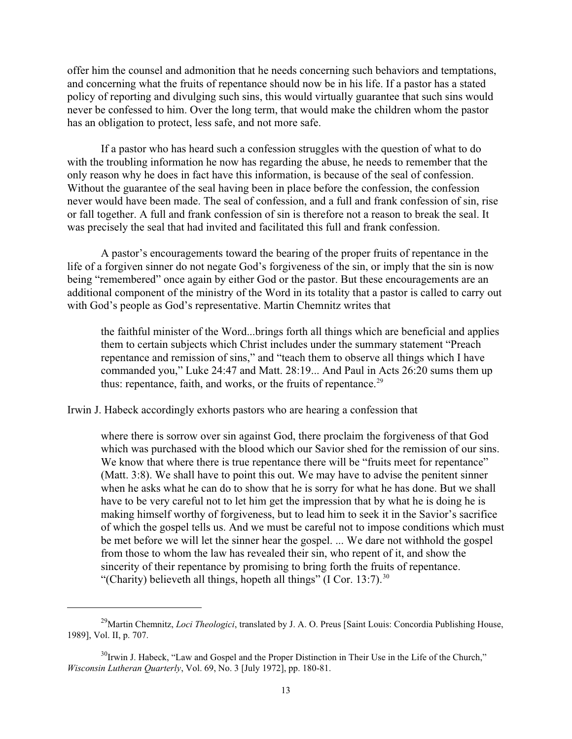offer him the counsel and admonition that he needs concerning such behaviors and temptations, and concerning what the fruits of repentance should now be in his life. If a pastor has a stated policy of reporting and divulging such sins, this would virtually guarantee that such sins would never be confessed to him. Over the long term, that would make the children whom the pastor has an obligation to protect, less safe, and not more safe.

If a pastor who has heard such a confession struggles with the question of what to do with the troubling information he now has regarding the abuse, he needs to remember that the only reason why he does in fact have this information, is because of the seal of confession. Without the guarantee of the seal having been in place before the confession, the confession never would have been made. The seal of confession, and a full and frank confession of sin, rise or fall together. A full and frank confession of sin is therefore not a reason to break the seal. It was precisely the seal that had invited and facilitated this full and frank confession.

A pastor's encouragements toward the bearing of the proper fruits of repentance in the life of a forgiven sinner do not negate God's forgiveness of the sin, or imply that the sin is now being "remembered" once again by either God or the pastor. But these encouragements are an additional component of the ministry of the Word in its totality that a pastor is called to carry out with God's people as God's representative. Martin Chemnitz writes that

> the faithful minister of the Word...brings forth all things which are beneficial and applies them to certain subjects which Christ includes under the summary statement "Preach repentance and remission of sins," and "teach them to observe all things which I have commanded you," Luke 24:47 and Matt. 28:19... And Paul in Acts 26:20 sums them up thus: repentance, faith, and works, or the fruits of repentance.[29]

Irwin J. Habeck accordingly exhorts pastors who are hearing a confession that

> where there is sorrow over sin against God, there proclaim the forgiveness of that God which was purchased with the blood which our Savior shed for the remission of our sins. We know that where there is true repentance there will be "fruits meet for repentance" (Matt. 3:8). We shall have to point this out. We may have to advise the penitent sinner when he asks what he can do to show that he is sorry for what he has done. But we shall have to be very careful not to let him get the impression that by what he is doing he is making himself worthy of forgiveness, but to lead him to seek it in the Savior's sacrifice of which the gospel tells us. And we must be careful not to impose conditions which must be met before we will let the sinner hear the gospel. ... We dare not withhold the gospel from those to whom the law has revealed their sin, who repent of it, and show the sincerity of their repentance by promising to bring forth the fruits of repentance. "(Charity) believeth all things, hopeth all things" (I Cor. 13:7).[30]

---

[29]Martin Chemnitz, *Loci Theologici*, translated by J. A. O. Preus [Saint Louis: Concordia Publishing House, 1989], Vol. II, p. 707.

[30]Irwin J. Habeck, "Law and Gospel and the Proper Distinction in Their Use in the Life of the Church," *Wisconsin Lutheran Quarterly*, Vol. 69, No. 3 [July 1972], pp. 180-81.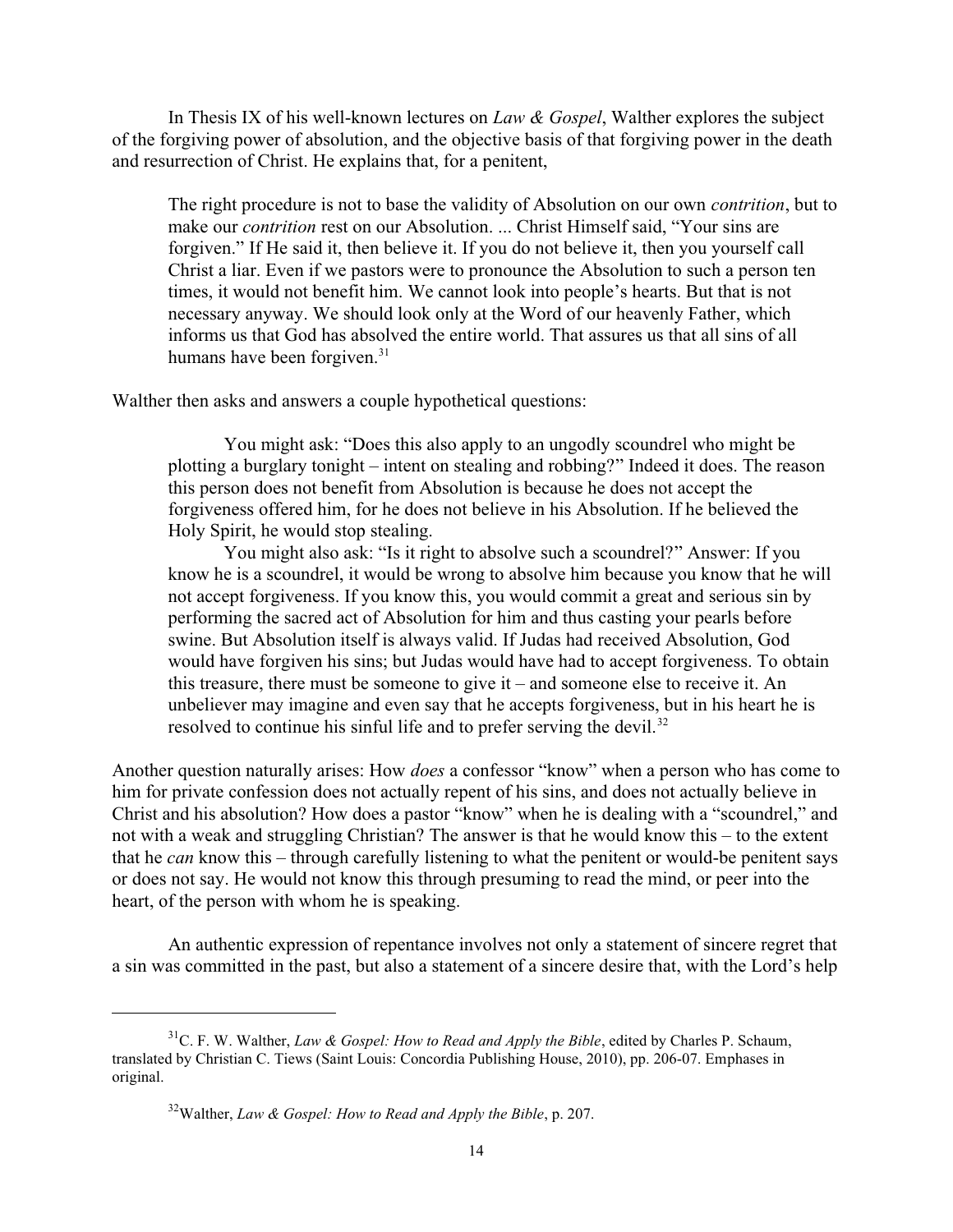In Thesis IX of his well-known lectures on *Law & Gospel*, Walther explores the subject of the forgiving power of absolution, and the objective basis of that forgiving power in the death and resurrection of Christ. He explains that, for a penitent,

> The right procedure is not to base the validity of Absolution on our own *contrition*, but to make our *contrition* rest on our Absolution. ... Christ Himself said, "Your sins are forgiven." If He said it, then believe it. If you do not believe it, then you yourself call Christ a liar. Even if we pastors were to pronounce the Absolution to such a person ten times, it would not benefit him. We cannot look into people's hearts. But that is not necessary anyway. We should look only at the Word of our heavenly Father, which informs us that God has absolved the entire world. That assures us that all sins of all humans have been forgiven.[31]

Walther then asks and answers a couple hypothetical questions:

> You might ask: "Does this also apply to an ungodly scoundrel who might be plotting a burglary tonight – intent on stealing and robbing?" Indeed it does. The reason this person does not benefit from Absolution is because he does not accept the forgiveness offered him, for he does not believe in his Absolution. If he believed the Holy Spirit, he would stop stealing.
>
> You might also ask: "Is it right to absolve such a scoundrel?" Answer: If you know he is a scoundrel, it would be wrong to absolve him because you know that he will not accept forgiveness. If you know this, you would commit a great and serious sin by performing the sacred act of Absolution for him and thus casting your pearls before swine. But Absolution itself is always valid. If Judas had received Absolution, God would have forgiven his sins; but Judas would have had to accept forgiveness. To obtain this treasure, there must be someone to give it – and someone else to receive it. An unbeliever may imagine and even say that he accepts forgiveness, but in his heart he is resolved to continue his sinful life and to prefer serving the devil.[32]

Another question naturally arises: How *does* a confessor "know" when a person who has come to him for private confession does not actually repent of his sins, and does not actually believe in Christ and his absolution? How does a pastor "know" when he is dealing with a "scoundrel," and not with a weak and struggling Christian? The answer is that he would know this – to the extent that he *can* know this – through carefully listening to what the penitent or would-be penitent says or does not say. He would not know this through presuming to read the mind, or peer into the heart, of the person with whom he is speaking.

An authentic expression of repentance involves not only a statement of sincere regret that a sin was committed in the past, but also a statement of a sincere desire that, with the Lord's help

---

[31] C. F. W. Walther, *Law & Gospel: How to Read and Apply the Bible*, edited by Charles P. Schaum, translated by Christian C. Tiews (Saint Louis: Concordia Publishing House, 2010), pp. 206-07. Emphases in original.

[32] Walther, *Law & Gospel: How to Read and Apply the Bible*, p. 207.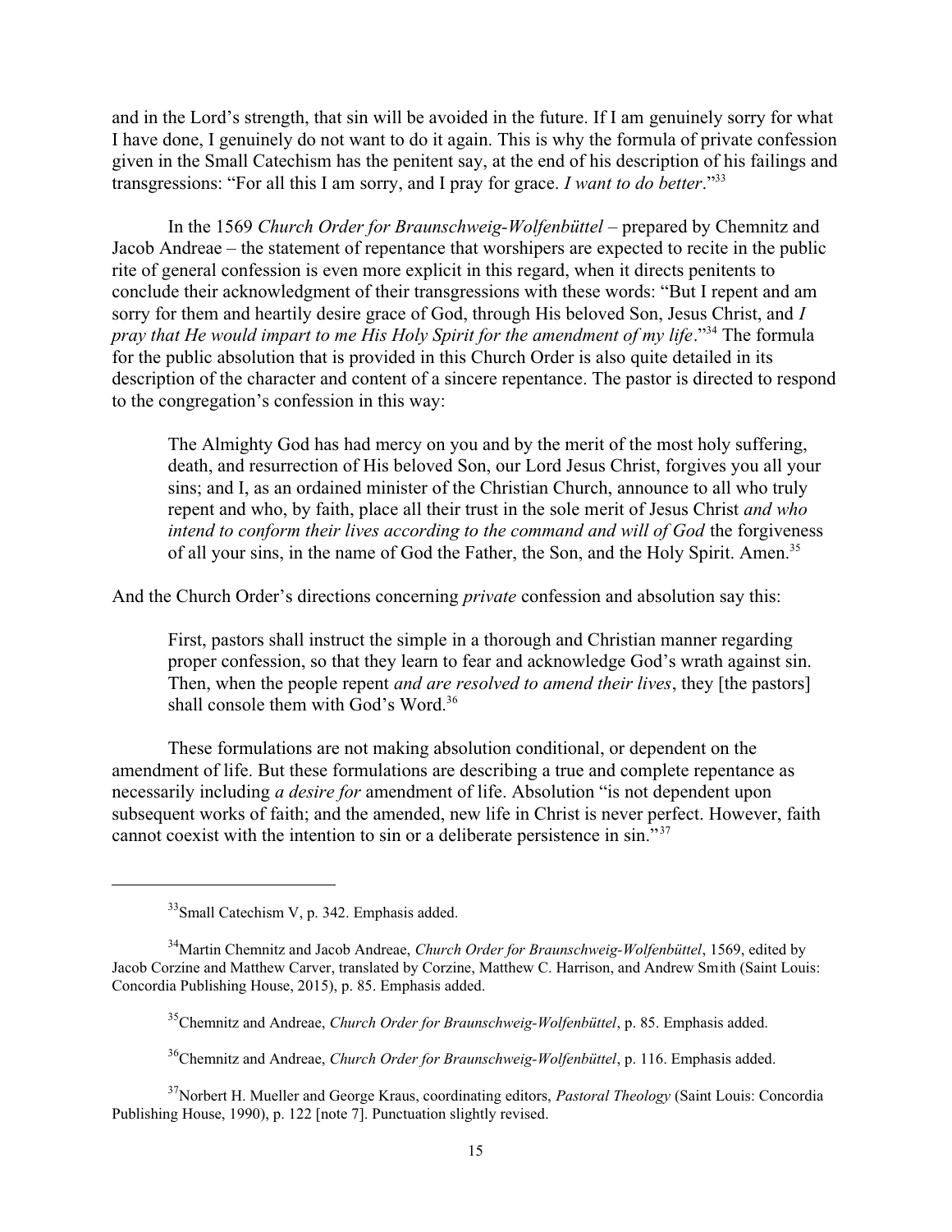and in the Lord's strength, that sin will be avoided in the future. If I am genuinely sorry for what I have done, I genuinely do not want to do it again. This is why the formula of private confession given in the Small Catechism has the penitent say, at the end of his description of his failings and transgressions: "For all this I am sorry, and I pray for grace. *I want to do better*."[33]

In the 1569 *Church Order for Braunschweig-Wolfenbüttel* – prepared by Chemnitz and Jacob Andreae – the statement of repentance that worshipers are expected to recite in the public rite of general confession is even more explicit in this regard, when it directs penitents to conclude their acknowledgment of their transgressions with these words: "But I repent and am sorry for them and heartily desire grace of God, through His beloved Son, Jesus Christ, and *I pray that He would impart to me His Holy Spirit for the amendment of my life*."[34] The formula for the public absolution that is provided in this Church Order is also quite detailed in its description of the character and content of a sincere repentance. The pastor is directed to respond to the congregation's confession in this way:

> The Almighty God has had mercy on you and by the merit of the most holy suffering, death, and resurrection of His beloved Son, our Lord Jesus Christ, forgives you all your sins; and I, as an ordained minister of the Christian Church, announce to all who truly repent and who, by faith, place all their trust in the sole merit of Jesus Christ *and who intend to conform their lives according to the command and will of God* the forgiveness of all your sins, in the name of God the Father, the Son, and the Holy Spirit. Amen.[35]

And the Church Order's directions concerning *private* confession and absolution say this:

> First, pastors shall instruct the simple in a thorough and Christian manner regarding proper confession, so that they learn to fear and acknowledge God's wrath against sin. Then, when the people repent *and are resolved to amend their lives*, they [the pastors] shall console them with God's Word.[36]

These formulations are not making absolution conditional, or dependent on the amendment of life. But these formulations are describing a true and complete repentance as necessarily including *a desire for* amendment of life. Absolution "is not dependent upon subsequent works of faith; and the amended, new life in Christ is never perfect. However, faith cannot coexist with the intention to sin or a deliberate persistence in sin."[37]

---

[33] Small Catechism V, p. 342. Emphasis added.

[34] Martin Chemnitz and Jacob Andreae, *Church Order for Braunschweig-Wolfenbüttel*, 1569, edited by Jacob Corzine and Matthew Carver, translated by Corzine, Matthew C. Harrison, and Andrew Smith (Saint Louis: Concordia Publishing House, 2015), p. 85. Emphasis added.

[35] Chemnitz and Andreae, *Church Order for Braunschweig-Wolfenbüttel*, p. 85. Emphasis added.

[36] Chemnitz and Andreae, *Church Order for Braunschweig-Wolfenbüttel*, p. 116. Emphasis added.

[37] Norbert H. Mueller and George Kraus, coordinating editors, *Pastoral Theology* (Saint Louis: Concordia Publishing House, 1990), p. 122 [note 7]. Punctuation slightly revised.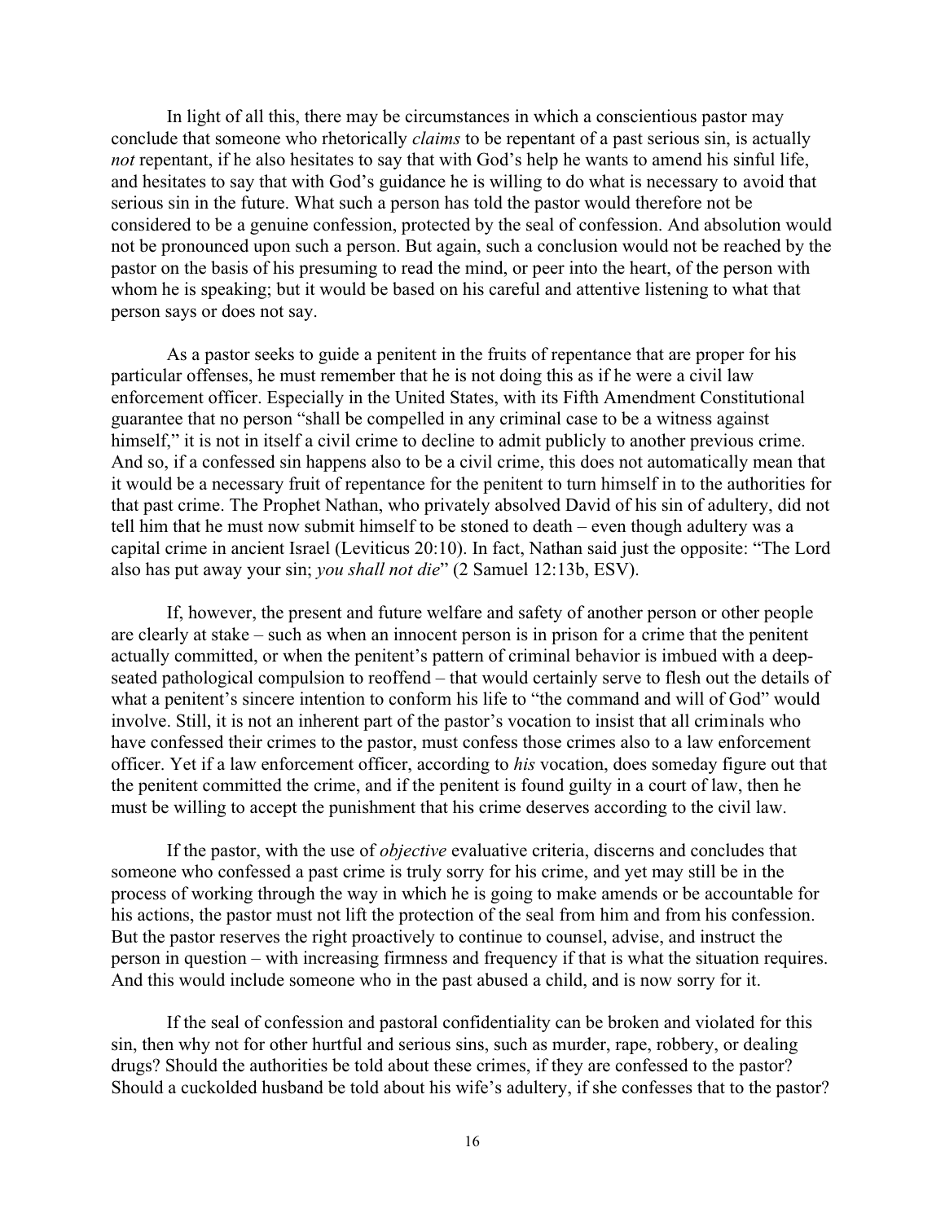In light of all this, there may be circumstances in which a conscientious pastor may conclude that someone who rhetorically *claims* to be repentant of a past serious sin, is actually *not* repentant, if he also hesitates to say that with God's help he wants to amend his sinful life, and hesitates to say that with God's guidance he is willing to do what is necessary to avoid that serious sin in the future. What such a person has told the pastor would therefore not be considered to be a genuine confession, protected by the seal of confession. And absolution would not be pronounced upon such a person. But again, such a conclusion would not be reached by the pastor on the basis of his presuming to read the mind, or peer into the heart, of the person with whom he is speaking; but it would be based on his careful and attentive listening to what that person says or does not say.

As a pastor seeks to guide a penitent in the fruits of repentance that are proper for his particular offenses, he must remember that he is not doing this as if he were a civil law enforcement officer. Especially in the United States, with its Fifth Amendment Constitutional guarantee that no person "shall be compelled in any criminal case to be a witness against himself," it is not in itself a civil crime to decline to admit publicly to another previous crime. And so, if a confessed sin happens also to be a civil crime, this does not automatically mean that it would be a necessary fruit of repentance for the penitent to turn himself in to the authorities for that past crime. The Prophet Nathan, who privately absolved David of his sin of adultery, did not tell him that he must now submit himself to be stoned to death – even though adultery was a capital crime in ancient Israel (Leviticus 20:10). In fact, Nathan said just the opposite: "The Lord also has put away your sin; *you shall not die*" (2 Samuel 12:13b, ESV).

If, however, the present and future welfare and safety of another person or other people are clearly at stake – such as when an innocent person is in prison for a crime that the penitent actually committed, or when the penitent's pattern of criminal behavior is imbued with a deep-seated pathological compulsion to reoffend – that would certainly serve to flesh out the details of what a penitent's sincere intention to conform his life to "the command and will of God" would involve. Still, it is not an inherent part of the pastor's vocation to insist that all criminals who have confessed their crimes to the pastor, must confess those crimes also to a law enforcement officer. Yet if a law enforcement officer, according to *his* vocation, does someday figure out that the penitent committed the crime, and if the penitent is found guilty in a court of law, then he must be willing to accept the punishment that his crime deserves according to the civil law.

If the pastor, with the use of *objective* evaluative criteria, discerns and concludes that someone who confessed a past crime is truly sorry for his crime, and yet may still be in the process of working through the way in which he is going to make amends or be accountable for his actions, the pastor must not lift the protection of the seal from him and from his confession. But the pastor reserves the right proactively to continue to counsel, advise, and instruct the person in question – with increasing firmness and frequency if that is what the situation requires. And this would include someone who in the past abused a child, and is now sorry for it.

If the seal of confession and pastoral confidentiality can be broken and violated for this sin, then why not for other hurtful and serious sins, such as murder, rape, robbery, or dealing drugs? Should the authorities be told about these crimes, if they are confessed to the pastor? Should a cuckolded husband be told about his wife's adultery, if she confesses that to the pastor?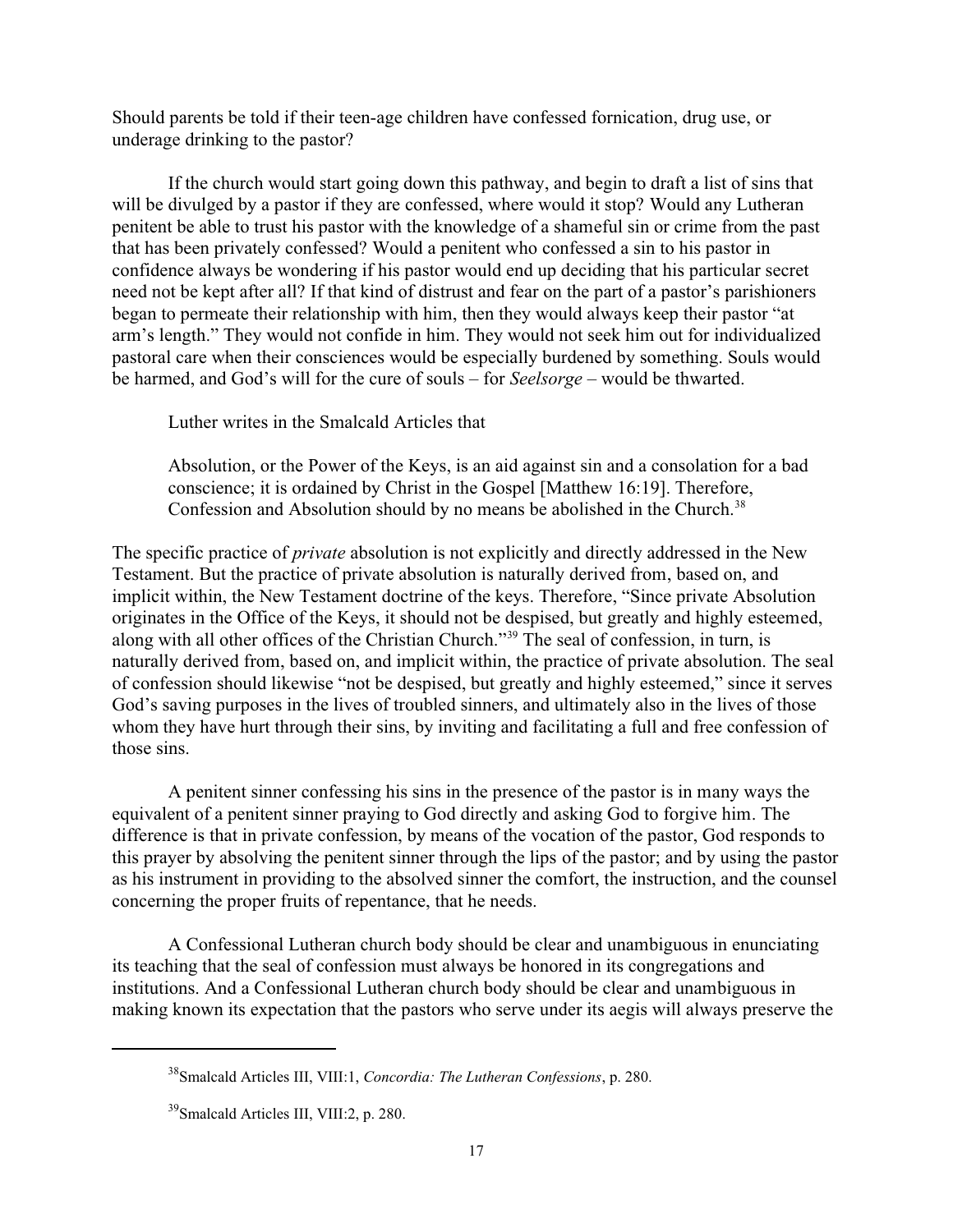Should parents be told if their teen-age children have confessed fornication, drug use, or underage drinking to the pastor?

If the church would start going down this pathway, and begin to draft a list of sins that will be divulged by a pastor if they are confessed, where would it stop? Would any Lutheran penitent be able to trust his pastor with the knowledge of a shameful sin or crime from the past that has been privately confessed? Would a penitent who confessed a sin to his pastor in confidence always be wondering if his pastor would end up deciding that his particular secret need not be kept after all? If that kind of distrust and fear on the part of a pastor's parishioners began to permeate their relationship with him, then they would always keep their pastor "at arm's length." They would not confide in him. They would not seek him out for individualized pastoral care when their consciences would be especially burdened by something. Souls would be harmed, and God's will for the cure of souls – for *Seelsorge* – would be thwarted.

Luther writes in the Smalcald Articles that

> Absolution, or the Power of the Keys, is an aid against sin and a consolation for a bad conscience; it is ordained by Christ in the Gospel [Matthew 16:19]. Therefore, Confession and Absolution should by no means be abolished in the Church.[38]

The specific practice of *private* absolution is not explicitly and directly addressed in the New Testament. But the practice of private absolution is naturally derived from, based on, and implicit within, the New Testament doctrine of the keys. Therefore, "Since private Absolution originates in the Office of the Keys, it should not be despised, but greatly and highly esteemed, along with all other offices of the Christian Church."[39] The seal of confession, in turn, is naturally derived from, based on, and implicit within, the practice of private absolution. The seal of confession should likewise "not be despised, but greatly and highly esteemed," since it serves God's saving purposes in the lives of troubled sinners, and ultimately also in the lives of those whom they have hurt through their sins, by inviting and facilitating a full and free confession of those sins.

A penitent sinner confessing his sins in the presence of the pastor is in many ways the equivalent of a penitent sinner praying to God directly and asking God to forgive him. The difference is that in private confession, by means of the vocation of the pastor, God responds to this prayer by absolving the penitent sinner through the lips of the pastor; and by using the pastor as his instrument in providing to the absolved sinner the comfort, the instruction, and the counsel concerning the proper fruits of repentance, that he needs.

A Confessional Lutheran church body should be clear and unambiguous in enunciating its teaching that the seal of confession must always be honored in its congregations and institutions. And a Confessional Lutheran church body should be clear and unambiguous in making known its expectation that the pastors who serve under its aegis will always preserve the

---

[38] Smalcald Articles III, VIII:1, *Concordia: The Lutheran Confessions*, p. 280.

[39] Smalcald Articles III, VIII:2, p. 280.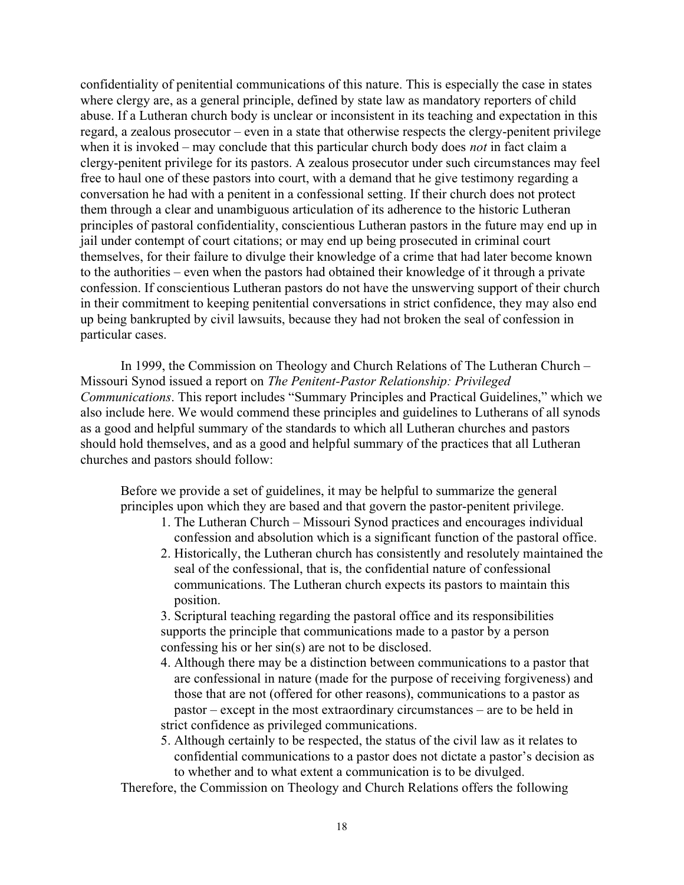confidentiality of penitential communications of this nature. This is especially the case in states where clergy are, as a general principle, defined by state law as mandatory reporters of child abuse. If a Lutheran church body is unclear or inconsistent in its teaching and expectation in this regard, a zealous prosecutor – even in a state that otherwise respects the clergy-penitent privilege when it is invoked – may conclude that this particular church body does *not* in fact claim a clergy-penitent privilege for its pastors. A zealous prosecutor under such circumstances may feel free to haul one of these pastors into court, with a demand that he give testimony regarding a conversation he had with a penitent in a confessional setting. If their church does not protect them through a clear and unambiguous articulation of its adherence to the historic Lutheran principles of pastoral confidentiality, conscientious Lutheran pastors in the future may end up in jail under contempt of court citations; or may end up being prosecuted in criminal court themselves, for their failure to divulge their knowledge of a crime that had later become known to the authorities – even when the pastors had obtained their knowledge of it through a private confession. If conscientious Lutheran pastors do not have the unswerving support of their church in their commitment to keeping penitential conversations in strict confidence, they may also end up being bankrupted by civil lawsuits, because they had not broken the seal of confession in particular cases.

In 1999, the Commission on Theology and Church Relations of The Lutheran Church – Missouri Synod issued a report on *The Penitent-Pastor Relationship: Privileged Communications*. This report includes "Summary Principles and Practical Guidelines," which we also include here. We would commend these principles and guidelines to Lutherans of all synods as a good and helpful summary of the standards to which all Lutheran churches and pastors should hold themselves, and as a good and helpful summary of the practices that all Lutheran churches and pastors should follow:

> Before we provide a set of guidelines, it may be helpful to summarize the general principles upon which they are based and that govern the pastor-penitent privilege.
>
> 1. The Lutheran Church – Missouri Synod practices and encourages individual confession and absolution which is a significant function of the pastoral office.
> 2. Historically, the Lutheran church has consistently and resolutely maintained the seal of the confessional, that is, the confidential nature of confessional communications. The Lutheran church expects its pastors to maintain this position.
> 3. Scriptural teaching regarding the pastoral office and its responsibilities supports the principle that communications made to a pastor by a person confessing his or her sin(s) are not to be disclosed.
> 4. Although there may be a distinction between communications to a pastor that are confessional in nature (made for the purpose of receiving forgiveness) and those that are not (offered for other reasons), communications to a pastor as pastor – except in the most extraordinary circumstances – are to be held in strict confidence as privileged communications.
> 5. Although certainly to be respected, the status of the civil law as it relates to confidential communications to a pastor does not dictate a pastor's decision as to whether and to what extent a communication is to be divulged.
>
> Therefore, the Commission on Theology and Church Relations offers the following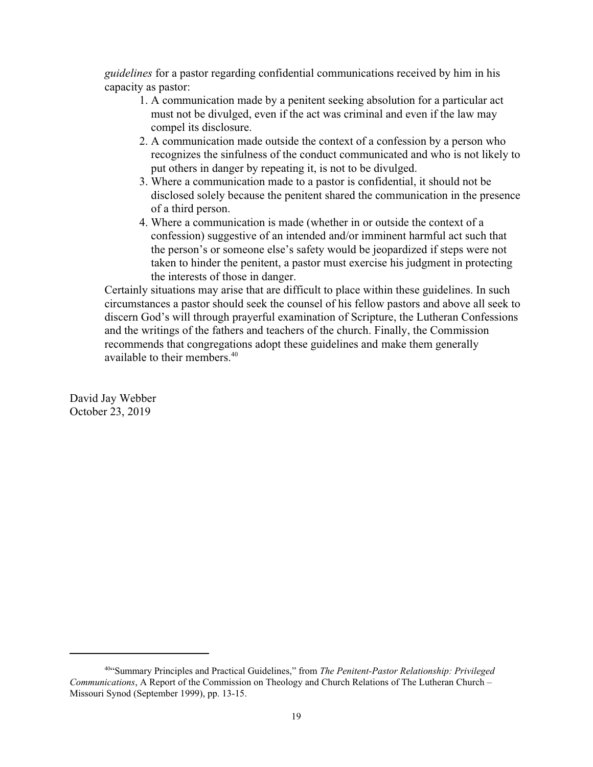*guidelines* for a pastor regarding confidential communications received by him in his capacity as pastor:

1. A communication made by a penitent seeking absolution for a particular act must not be divulged, even if the act was criminal and even if the law may compel its disclosure.
2. A communication made outside the context of a confession by a person who recognizes the sinfulness of the conduct communicated and who is not likely to put others in danger by repeating it, is not to be divulged.
3. Where a communication made to a pastor is confidential, it should not be disclosed solely because the penitent shared the communication in the presence of a third person.
4. Where a communication is made (whether in or outside the context of a confession) suggestive of an intended and/or imminent harmful act such that the person's or someone else's safety would be jeopardized if steps were not taken to hinder the penitent, a pastor must exercise his judgment in protecting the interests of those in danger.

Certainly situations may arise that are difficult to place within these guidelines. In such circumstances a pastor should seek the counsel of his fellow pastors and above all seek to discern God's will through prayerful examination of Scripture, the Lutheran Confessions and the writings of the fathers and teachers of the church. Finally, the Commission recommends that congregations adopt these guidelines and make them generally available to their members.[40]

David Jay Webber
October 23, 2019

[40]"Summary Principles and Practical Guidelines," from *The Penitent-Pastor Relationship: Privileged Communications*, A Report of the Commission on Theology and Church Relations of The Lutheran Church – Missouri Synod (September 1999), pp. 13-15.